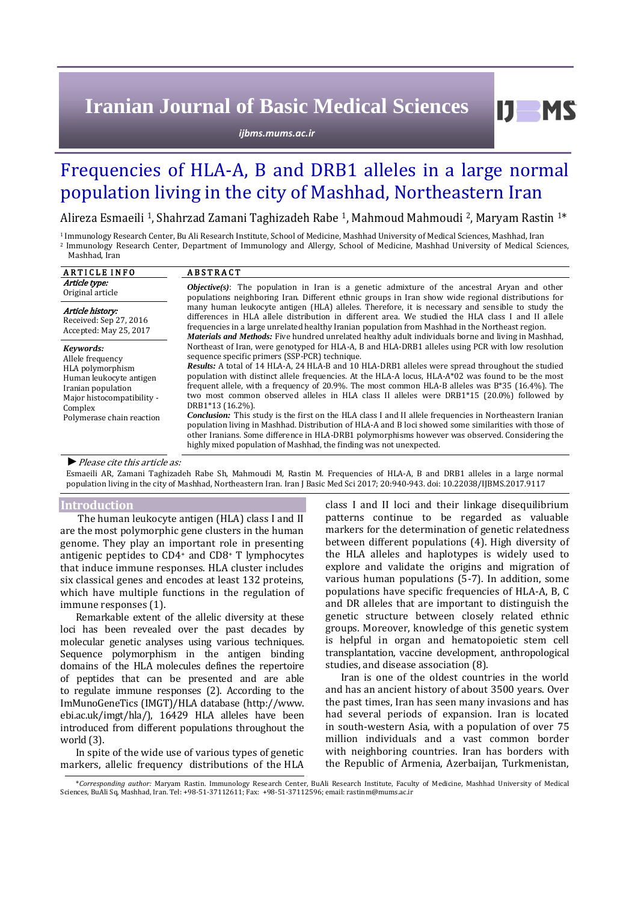# Frequencies of HLA-A, B and DRB1 alleles in a large normal population living in the city of Mashhad, Northeastern Iran

Alireza Esmaeili [1], Shahrzad Zamani Taghizadeh Rabe [1], Mahmoud Mahmoudi [2], Maryam Rastin [1*]

[1] Immunology Research Center, Bu Ali Research Institute, School of Medicine, Mashhad University of Medical Sciences, Mashhad, Iran
[2] Immunology Research Center, Department of Immunology and Allergy, School of Medicine, Mashhad University of Medical Sciences, Mashhad, Iran

**ARTICLE INFO**

***Article type:***
Original article

***Article history:***
Received: Sep 27, 2016
Accepted: May 25, 2017

***Keywords:***
Allele frequency
HLA polymorphism
Human leukocyte antigen
Iranian population
Major histocompatibility - Complex
Polymerase chain reaction

**ABSTRACT**

***Objective(s)***: The population in Iran is a genetic admixture of the ancestral Aryan and other populations neighboring Iran. Different ethnic groups in Iran show wide regional distributions for many human leukocyte antigen (HLA) alleles. Therefore, it is necessary and sensible to study the differences in HLA allele distribution in different area. We studied the HLA class I and II allele frequencies in a large unrelated healthy Iranian population from Mashhad in the Northeast region.

***Materials and Methods:*** Five hundred unrelated healthy adult individuals borne and living in Mashhad, Northeast of Iran, were genotyped for HLA-A, B and HLA-DRB1 alleles using PCR with low resolution sequence specific primers (SSP-PCR) technique.

***Results:*** A total of 14 HLA-A, 24 HLA-B and 10 HLA-DRB1 alleles were spread throughout the studied population with distinct allele frequencies. At the HLA-A locus, HLA-A*02 was found to be the most frequent allele, with a frequency of 20.9%. The most common HLA-B alleles was B*35 (16.4%). The two most common observed alleles in HLA class II alleles were DRB1*15 (20.0%) followed by DRB1*13 (16.2%).

***Conclusion:*** This study is the first on the HLA class I and II allele frequencies in Northeastern Iranian population living in Mashhad. Distribution of HLA-A and B loci showed some similarities with those of other Iranians. Some difference in HLA-DRB1 polymorphisms however was observed. Considering the highly mixed population of Mashhad, the finding was not unexpected.

► *Please cite this article as:*

Esmaeili AR, Zamani Taghizadeh Rabe Sh, Mahmoudi M, Rastin M. Frequencies of HLA-A, B and DRB1 alleles in a large normal population living in the city of Mashhad, Northeastern Iran. Iran J Basic Med Sci 2017; 20:940-943. doi: 10.22038/IJBMS.2017.9117

## Introduction

The human leukocyte antigen (HLA) class I and II are the most polymorphic gene clusters in the human genome. They play an important role in presenting antigenic peptides to CD4+ and CD8+ T lymphocytes that induce immune responses. HLA cluster includes six classical genes and encodes at least 132 proteins, which have multiple functions in the regulation of immune responses (1).

Remarkable extent of the allelic diversity at these loci has been revealed over the past decades by molecular genetic analyses using various techniques. Sequence polymorphism in the antigen binding domains of the HLA molecules defines the repertoire of peptides that can be presented and are able to regulate immune responses (2). According to the ImMunoGeneTics (IMGT)/HLA database (http://www.ebi.ac.uk/imgt/hla/), 16429 HLA alleles have been introduced from different populations throughout the world (3).

In spite of the wide use of various types of genetic markers, allelic frequency distributions of the HLA class I and II loci and their linkage disequilibrium patterns continue to be regarded as valuable markers for the determination of genetic relatedness between different populations (4). High diversity of the HLA alleles and haplotypes is widely used to explore and validate the origins and migration of various human populations (5-7). In addition, some populations have specific frequencies of HLA-A, B, C and DR alleles that are important to distinguish the genetic structure between closely related ethnic groups. Moreover, knowledge of this genetic system is helpful in organ and hematopoietic stem cell transplantation, vaccine development, anthropological studies, and disease association (8).

Iran is one of the oldest countries in the world and has an ancient history of about 3500 years. Over the past times, Iran has seen many invasions and has had several periods of expansion. Iran is located in south-western Asia, with a population of over 75 million individuals and a vast common border with neighboring countries. Iran has borders with the Republic of Armenia, Azerbaijan, Turkmenistan,

*Corresponding author:* Maryam Rastin. Immunology Research Center, BuAli Research Institute, Faculty of Medicine, Mashhad University of Medical Sciences, BuAli Sq, Mashhad, Iran. Tel: +98-51-37112611; Fax: +98-51-37112596; email: rastinm@mums.ac.ir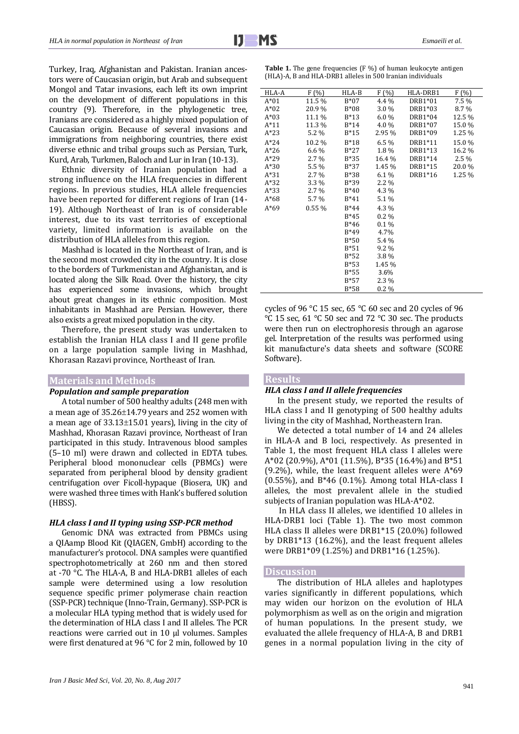Turkey, Iraq, Afghanistan and Pakistan. Iranian ancestors were of Caucasian origin, but Arab and subsequent Mongol and Tatar invasions, each left its own imprint on the development of different populations in this country (9). Therefore, in the phylogenetic tree, Iranians are considered as a highly mixed population of Caucasian origin. Because of several invasions and immigrations from neighboring countries, there exist diverse ethnic and tribal groups such as Persian, Turk, Kurd, Arab, Turkmen, Baloch and Lur in Iran (10-13).

Ethnic diversity of Iranian population had a strong influence on the HLA frequencies in different regions. In previous studies, HLA allele frequencies have been reported for different regions of Iran (14-19). Although Northeast of Iran is of considerable interest, due to its vast territories of exceptional variety, limited information is available on the distribution of HLA alleles from this region.

Mashhad is located in the Northeast of Iran, and is the second most crowded city in the country. It is close to the borders of Turkmenistan and Afghanistan, and is located along the Silk Road. Over the history, the city has experienced some invasions, which brought about great changes in its ethnic composition. Most inhabitants in Mashhad are Persian. However, there also exists a great mixed population in the city.

Therefore, the present study was undertaken to establish the Iranian HLA class I and II gene profile on a large population sample living in Mashhad, Khorasan Razavi province, Northeast of Iran.

## Materials and Methods

### *Population and sample preparation*

A total number of 500 healthy adults (248 men with a mean age of 35.26±14.79 years and 252 women with a mean age of 33.13±15.01 years), living in the city of Mashhad, Khorasan Razavi province, Northeast of Iran participated in this study. Intravenous blood samples (5–10 ml) were drawn and collected in EDTA tubes. Peripheral blood mononuclear cells (PBMCs) were separated from peripheral blood by density gradient centrifugation over Ficoll-hypaque (Biosera, UK) and were washed three times with Hank's buffered solution (HBSS).

### *HLA class I and II typing using SSP-PCR method*

Genomic DNA was extracted from PBMCs using a QIAamp Blood Kit (QIAGEN, GmbH) according to the manufacturer's protocol. DNA samples were quantified spectrophotometrically at 260 nm and then stored at -70 °C. The HLA-A, B and HLA-DRB1 alleles of each sample were determined using a low resolution sequence specific primer polymerase chain reaction (SSP-PCR) technique (Inno-Train, Germany). SSP-PCR is a molecular HLA typing method that is widely used for the determination of HLA class I and II alleles. The PCR reactions were carried out in 10 µl volumes. Samples were first denatured at 96 °C for 2 min, followed by 10 cycles of 96 °C 15 sec, 65 °C 60 sec and 20 cycles of 96 °C 15 sec, 61 °C 50 sec and 72 °C 30 sec. The products were then run on electrophoresis through an agarose gel. Interpretation of the results was performed using kit manufacture's data sheets and software (SCORE Software).

**Table 1.** The gene frequencies (F %) of human leukocyte antigen (HLA)-A, B and HLA-DRB1 alleles in 500 Iranian individuals

| HLA-A | F (%) | HLA-B | F (%) | HLA-DRB1 | F (%) |
|---|---|---|---|---|---|
| A*01 | 11.5 % | B*07 | 4.4 % | DRB1*01 | 7.5 % |
| A*02 | 20.9 % | B*08 | 3.0 % | DRB1*03 | 8.7 % |
| A*03 | 11.1 % | B*13 | 6.0 % | DRB1*04 | 12.5 % |
| A*11 | 11.3 % | B*14 | 4.0 % | DRB1*07 | 15.0 % |
| A*23 | 5.2 % | B*15 | 2.95 % | DRB1*09 | 1.25 % |
| A*24 | 10.2 % | B*18 | 6.5 % | DRB1*11 | 15.0 % |
| A*26 | 6.6 % | B*27 | 1.8 % | DRB1*13 | 16.2 % |
| A*29 | 2.7 % | B*35 | 16.4 % | DRB1*14 | 2.5 % |
| A*30 | 5.5 % | B*37 | 1.45 % | DRB1*15 | 20.0 % |
| A*31 | 2.7 % | B*38 | 6.1 % | DRB1*16 | 1.25 % |
| A*32 | 3.3 % | B*39 | 2.2 % | | |
| A*33 | 2.7 % | B*40 | 4.3 % | | |
| A*68 | 5.7 % | B*41 | 5.1 % | | |
| A*69 | 0.55 % | B*44 | 4.3 % | | |
| | | B*45 | 0.2 % | | |
| | | B*46 | 0.1 % | | |
| | | B*49 | 4.7% | | |
| | | B*50 | 5.4 % | | |
| | | B*51 | 9.2 % | | |
| | | B*52 | 3.8 % | | |
| | | B*53 | 1.45 % | | |
| | | B*55 | 3.6% | | |
| | | B*57 | 2.3 % | | |
| | | B*58 | 0.2 % | | |

## Results

### *HLA class I and II allele frequencies*

In the present study, we reported the results of HLA class I and II genotyping of 500 healthy adults living in the city of Mashhad, Northeastern Iran.

We detected a total number of 14 and 24 alleles in HLA-A and B loci, respectively. As presented in Table 1, the most frequent HLA class I alleles were A*02 (20.9%), A*01 (11.5%), B*35 (16.4%) and B*51 (9.2%), while, the least frequent alleles were A*69 (0.55%), and B*46 (0.1%). Among total HLA-class I alleles, the most prevalent allele in the studied subjects of Iranian population was HLA-A*02.

In HLA class II alleles, we identified 10 alleles in HLA-DRB1 loci (Table 1). The two most common HLA class II alleles were DRB1*15 (20.0%) followed by DRB1*13 (16.2%), and the least frequent alleles were DRB1*09 (1.25%) and DRB1*16 (1.25%).

## Discussion

The distribution of HLA alleles and haplotypes varies significantly in different populations, which may widen our horizon on the evolution of HLA polymorphism as well as on the origin and migration of human populations. In the present study, we evaluated the allele frequency of HLA-A, B and DRB1 genes in a normal population living in the city of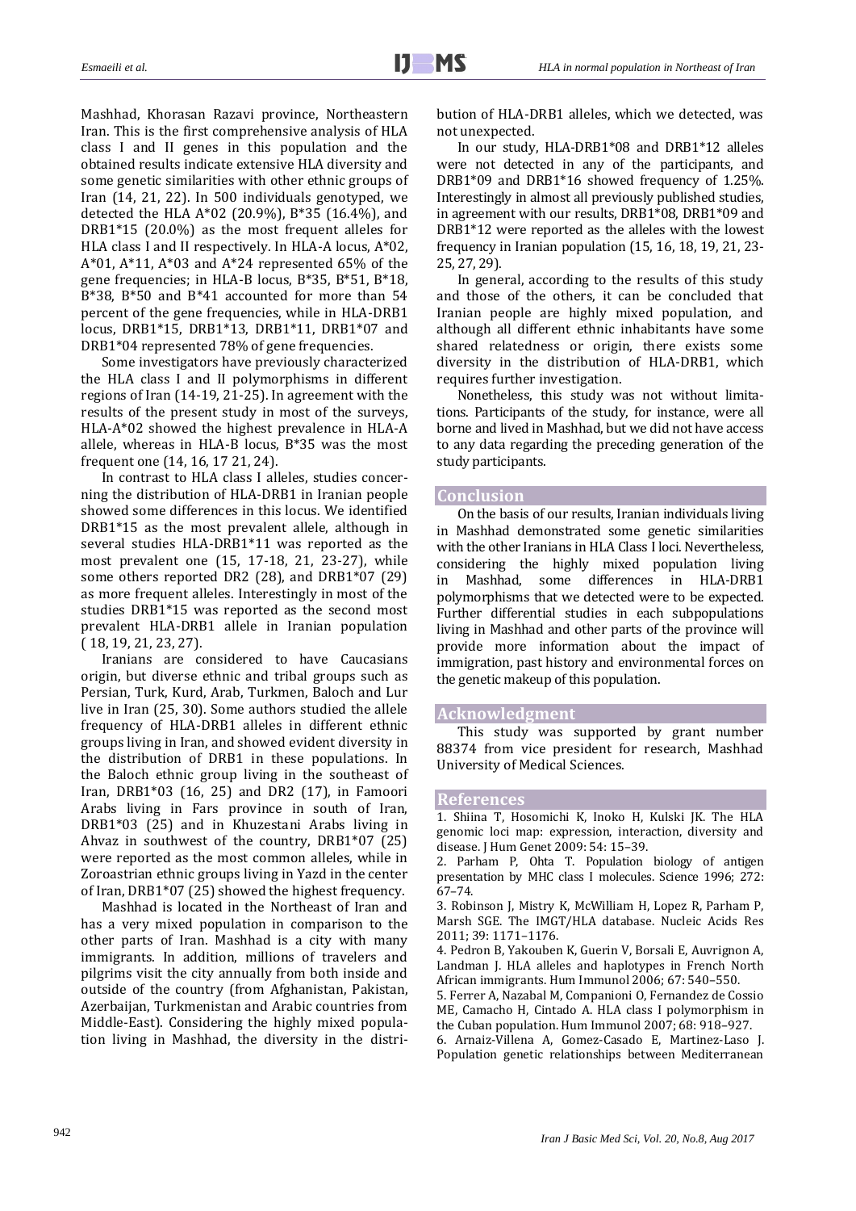Mashhad, Khorasan Razavi province, Northeastern Iran. This is the first comprehensive analysis of HLA class I and II genes in this population and the obtained results indicate extensive HLA diversity and some genetic similarities with other ethnic groups of Iran (14, 21, 22). In 500 individuals genotyped, we detected the HLA A*02 (20.9%), B*35 (16.4%), and DRB1*15 (20.0%) as the most frequent alleles for HLA class I and II respectively. In HLA-A locus, A*02, A*01, A*11, A*03 and A*24 represented 65% of the gene frequencies; in HLA-B locus, B*35, B*51, B*18, B*38, B*50 and B*41 accounted for more than 54 percent of the gene frequencies, while in HLA-DRB1 locus, DRB1*15, DRB1*13, DRB1*11, DRB1*07 and DRB1*04 represented 78% of gene frequencies.

Some investigators have previously characterized the HLA class I and II polymorphisms in different regions of Iran (14-19, 21-25). In agreement with the results of the present study in most of the surveys, HLA-A*02 showed the highest prevalence in HLA-A allele, whereas in HLA-B locus, B*35 was the most frequent one (14, 16, 17 21, 24).

In contrast to HLA class I alleles, studies concerning the distribution of HLA-DRB1 in Iranian people showed some differences in this locus. We identified DRB1*15 as the most prevalent allele, although in several studies HLA-DRB1*11 was reported as the most prevalent one (15, 17-18, 21, 23-27), while some others reported DR2 (28), and DRB1*07 (29) as more frequent alleles. Interestingly in most of the studies DRB1*15 was reported as the second most prevalent HLA-DRB1 allele in Iranian population ( 18, 19, 21, 23, 27).

Iranians are considered to have Caucasians origin, but diverse ethnic and tribal groups such as Persian, Turk, Kurd, Arab, Turkmen, Baloch and Lur live in Iran (25, 30). Some authors studied the allele frequency of HLA-DRB1 alleles in different ethnic groups living in Iran, and showed evident diversity in the distribution of DRB1 in these populations. In the Baloch ethnic group living in the southeast of Iran, DRB1*03 (16, 25) and DR2 (17), in Famoori Arabs living in Fars province in south of Iran, DRB1*03 (25) and in Khuzestani Arabs living in Ahvaz in southwest of the country, DRB1*07 (25) were reported as the most common alleles, while in Zoroastrian ethnic groups living in Yazd in the center of Iran, DRB1*07 (25) showed the highest frequency.

Mashhad is located in the Northeast of Iran and has a very mixed population in comparison to the other parts of Iran. Mashhad is a city with many immigrants. In addition, millions of travelers and pilgrims visit the city annually from both inside and outside of the country (from Afghanistan, Pakistan, Azerbaijan, Turkmenistan and Arabic countries from Middle-East). Considering the highly mixed population living in Mashhad, the diversity in the distribution of HLA-DRB1 alleles, which we detected, was not unexpected.

In our study, HLA-DRB1*08 and DRB1*12 alleles were not detected in any of the participants, and DRB1*09 and DRB1*16 showed frequency of 1.25%. Interestingly in almost all previously published studies, in agreement with our results, DRB1*08, DRB1*09 and DRB1*12 were reported as the alleles with the lowest frequency in Iranian population (15, 16, 18, 19, 21, 23-25, 27, 29).

In general, according to the results of this study and those of the others, it can be concluded that Iranian people are highly mixed population, and although all different ethnic inhabitants have some shared relatedness or origin, there exists some diversity in the distribution of HLA-DRB1, which requires further investigation.

Nonetheless, this study was not without limitations. Participants of the study, for instance, were all borne and lived in Mashhad, but we did not have access to any data regarding the preceding generation of the study participants.

## Conclusion

On the basis of our results, Iranian individuals living in Mashhad demonstrated some genetic similarities with the other Iranians in HLA Class I loci. Nevertheless, considering the highly mixed population living in Mashhad, some differences in HLA-DRB1 polymorphisms that we detected were to be expected. Further differential studies in each subpopulations living in Mashhad and other parts of the province will provide more information about the impact of immigration, past history and environmental forces on the genetic makeup of this population.

## Acknowledgment

This study was supported by grant number 88374 from vice president for research, Mashhad University of Medical Sciences.

## References

1. Shiina T, Hosomichi K, Inoko H, Kulski JK. The HLA genomic loci map: expression, interaction, diversity and disease. J Hum Genet 2009: 54: 15–39.
2. Parham P, Ohta T. Population biology of antigen presentation by MHC class I molecules. Science 1996; 272: 67–74.
3. Robinson J, Mistry K, McWilliam H, Lopez R, Parham P, Marsh SGE. The IMGT/HLA database. Nucleic Acids Res 2011; 39: 1171–1176.
4. Pedron B, Yakouben K, Guerin V, Borsali E, Auvrignon A, Landman J. HLA alleles and haplotypes in French North African immigrants. Hum Immunol 2006; 67: 540–550.
5. Ferrer A, Nazabal M, Companioni O, Fernandez de Cossio ME, Camacho H, Cintado A. HLA class I polymorphism in the Cuban population. Hum Immunol 2007; 68: 918–927.
6. Arnaiz-Villena A, Gomez-Casado E, Martinez-Laso J. Population genetic relationships between Mediterranean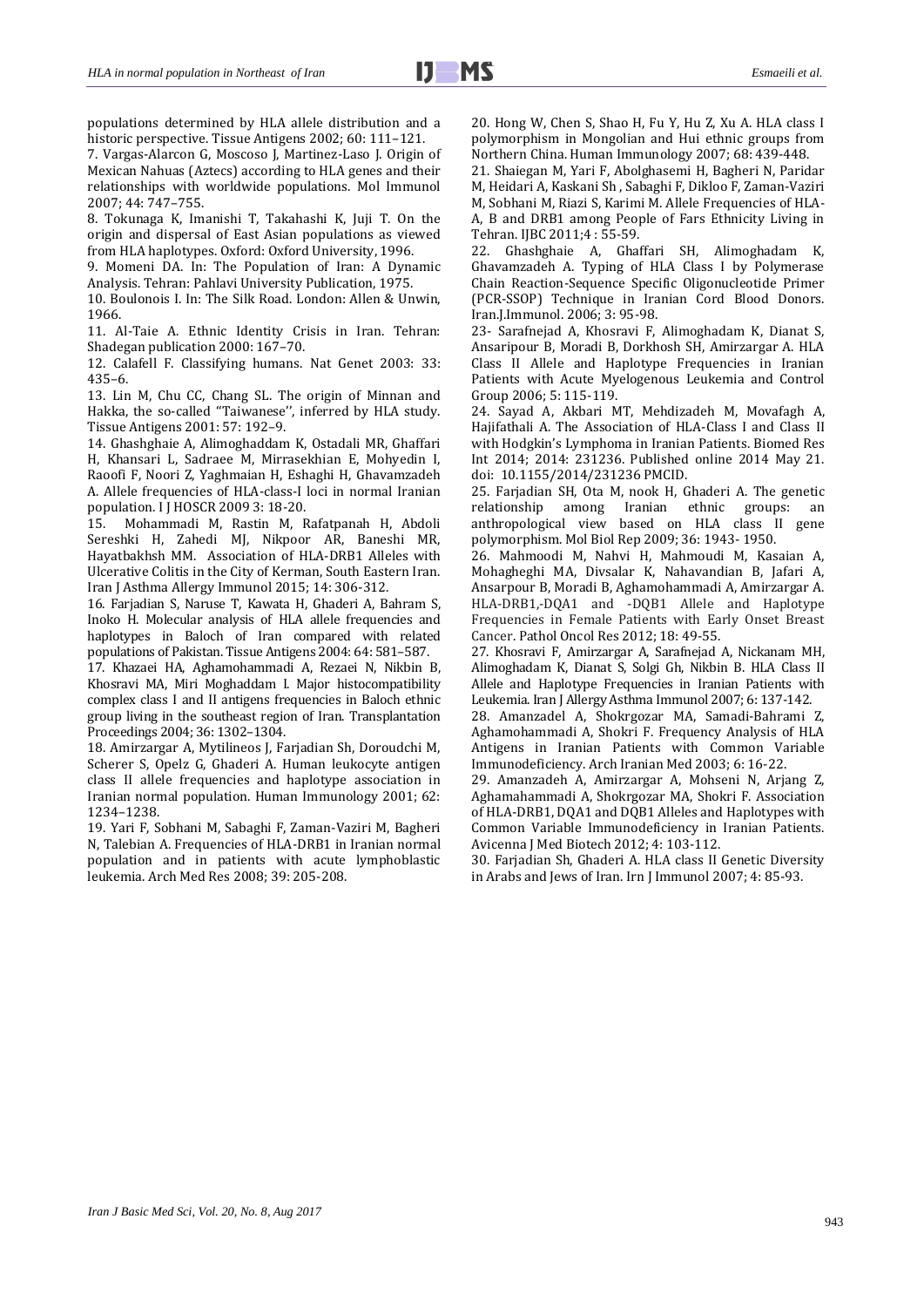populations determined by HLA allele distribution and a historic perspective. Tissue Antigens 2002; 60: 111–121.

7. Vargas-Alarcon G, Moscoso J, Martinez-Laso J. Origin of Mexican Nahuas (Aztecs) according to HLA genes and their relationships with worldwide populations. Mol Immunol 2007; 44: 747–755.

8. Tokunaga K, Imanishi T, Takahashi K, Juji T. On the origin and dispersal of East Asian populations as viewed from HLA haplotypes. Oxford: Oxford University, 1996.

9. Momeni DA. In: The Population of Iran: A Dynamic Analysis. Tehran: Pahlavi University Publication, 1975.

10. Boulonois I. In: The Silk Road. London: Allen & Unwin, 1966.

11. Al-Taie A. Ethnic Identity Crisis in Iran. Tehran: Shadegan publication 2000: 167–70.

12. Calafell F. Classifying humans. Nat Genet 2003: 33: 435–6.

13. Lin M, Chu CC, Chang SL. The origin of Minnan and Hakka, the so-called ''Taiwanese'', inferred by HLA study. Tissue Antigens 2001: 57: 192–9.

14. Ghashghaie A, Alimoghaddam K, Ostadali MR, Ghaffari H, Khansari L, Sadraee M, Mirrasekhian E, Mohyedin I, Raoofi F, Noori Z, Yaghmaian H, Eshaghi H, Ghavamzadeh A. Allele frequencies of HLA-class-I loci in normal Iranian population. I J HOSCR 2009 3: 18-20.

15. Mohammadi M, Rastin M, Rafatpanah H, Abdoli Sereshki H, Zahedi MJ, Nikpoor AR, Baneshi MR, Hayatbakhsh MM. Association of HLA-DRB1 Alleles with Ulcerative Colitis in the City of Kerman, South Eastern Iran. Iran J Asthma Allergy Immunol 2015; 14: 306-312.

16. Farjadian S, Naruse T, Kawata H, Ghaderi A, Bahram S, Inoko H. Molecular analysis of HLA allele frequencies and haplotypes in Baloch of Iran compared with related populations of Pakistan. Tissue Antigens 2004: 64: 581–587.

17. Khazaei HA, Aghamohammadi A, Rezaei N, Nikbin B, Khosravi MA, Miri Moghaddam I. Major histocompatibility complex class I and II antigens frequencies in Baloch ethnic group living in the southeast region of Iran. Transplantation Proceedings 2004; 36: 1302–1304.

18. Amirzargar A, Mytilineos J, Farjadian Sh, Doroudchi M, Scherer S, Opelz G, Ghaderi A. Human leukocyte antigen class II allele frequencies and haplotype association in Iranian normal population. Human Immunology 2001; 62: 1234–1238.

19. Yari F, Sobhani M, Sabaghi F, Zaman-Vaziri M, Bagheri N, Talebian A. Frequencies of HLA-DRB1 in Iranian normal population and in patients with acute lymphoblastic leukemia. Arch Med Res 2008; 39: 205-208.

20. Hong W, Chen S, Shao H, Fu Y, Hu Z, Xu A. HLA class I polymorphism in Mongolian and Hui ethnic groups from Northern China. Human Immunology 2007; 68: 439-448.

21. Shaiegan M, Yari F, Abolghasemi H, Bagheri N, Paridar M, Heidari A, Kaskani Sh , Sabaghi F, Dikloo F, Zaman-Vaziri M, Sobhani M, Riazi S, Karimi M. Allele Frequencies of HLA-A, B and DRB1 among People of Fars Ethnicity Living in Tehran. IJBC 2011;4 : 55-59.

22. Ghashghaie A, Ghaffari SH, Alimoghadam K, Ghavamzadeh A. Typing of HLA Class I by Polymerase Chain Reaction-Sequence Specific Oligonucleotide Primer (PCR-SSOP) Technique in Iranian Cord Blood Donors. Iran.J.Immunol. 2006; 3: 95-98.

23- Sarafnejad A, Khosravi F, Alimoghadam K, Dianat S, Ansaripour B, Moradi B, Dorkhosh SH, Amirzargar A. HLA Class II Allele and Haplotype Frequencies in Iranian Patients with Acute Myelogenous Leukemia and Control Group 2006; 5: 115-119.

24. Sayad A, Akbari MT, Mehdizadeh M, Movafagh A, Hajifathali A. The Association of HLA-Class I and Class II with Hodgkin's Lymphoma in Iranian Patients. Biomed Res Int 2014; 2014: 231236. Published online 2014 May 21. doi: 10.1155/2014/231236 PMCID.

25. Farjadian SH, Ota M, nook H, Ghaderi A. The genetic relationship among Iranian ethnic groups: an anthropological view based on HLA class II gene polymorphism. Mol Biol Rep 2009; 36: 1943- 1950.

26. Mahmoodi M, Nahvi H, Mahmoudi M, Kasaian A, Mohagheghi MA, Divsalar K, Nahavandian B, Jafari A, Ansarpour B, Moradi B, Aghamohammadi A, Amirzargar A. HLA-DRB1,-DQA1 and -DQB1 Allele and Haplotype Frequencies in Female Patients with Early Onset Breast Cancer. Pathol Oncol Res 2012; 18: 49-55.

27. Khosravi F, Amirzargar A, Sarafnejad A, Nickanam MH, Alimoghadam K, Dianat S, Solgi Gh, Nikbin B. HLA Class II Allele and Haplotype Frequencies in Iranian Patients with Leukemia. Iran J Allergy Asthma Immunol 2007; 6: 137-142.

28. Amanzadel A, Shokrgozar MA, Samadi-Bahrami Z, Aghamohammadi A, Shokri F. Frequency Analysis of HLA Antigens in Iranian Patients with Common Variable Immunodeficiency. Arch Iranian Med 2003; 6: 16-22.

29. Amanzadeh A, Amirzargar A, Mohseni N, Arjang Z, Aghamahammadi A, Shokrgozar MA, Shokri F. Association of HLA-DRB1, DQA1 and DQB1 Alleles and Haplotypes with Common Variable Immunodeficiency in Iranian Patients. Avicenna J Med Biotech 2012; 4: 103-112.

30. Farjadian Sh, Ghaderi A. HLA class II Genetic Diversity in Arabs and Jews of Iran. Irn J Immunol 2007; 4: 85-93.